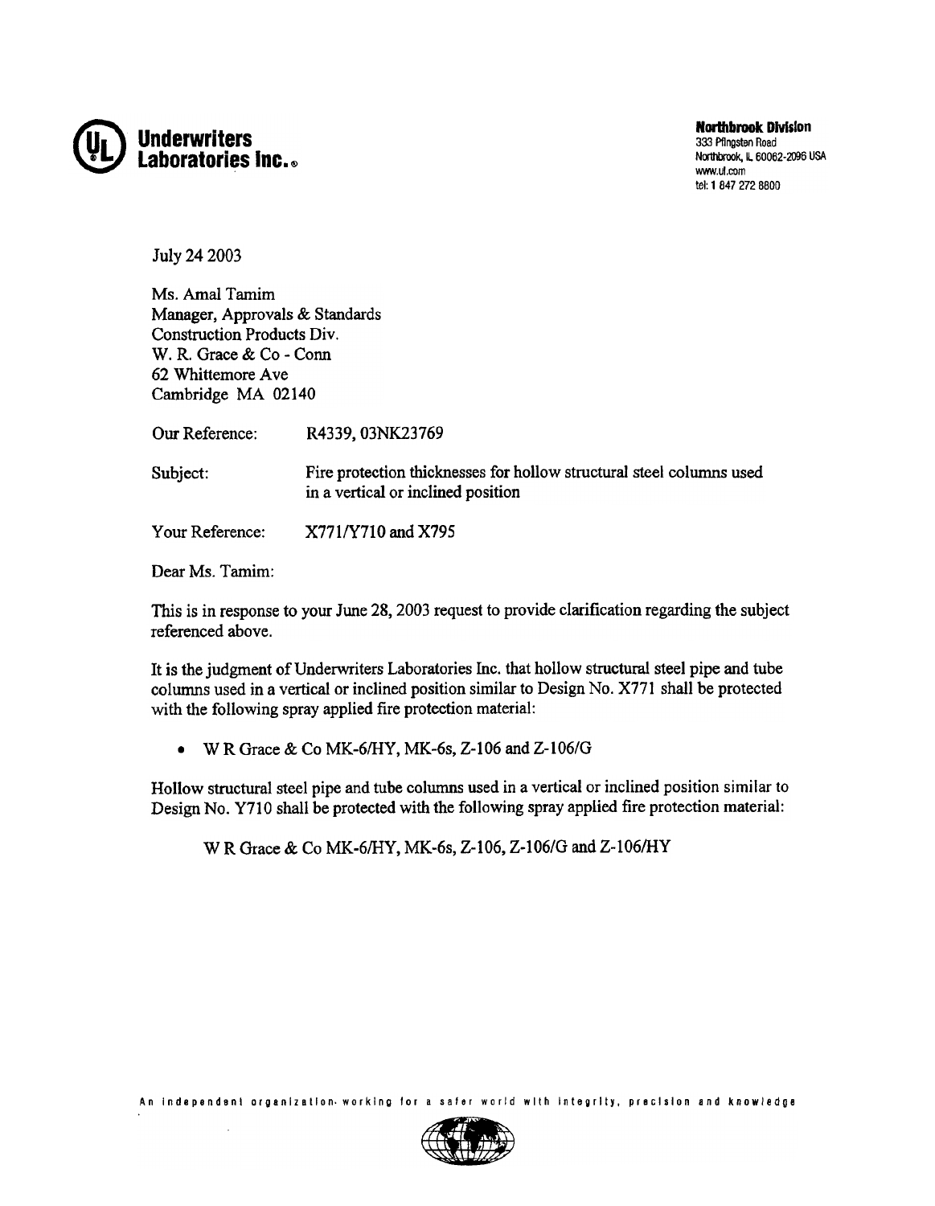**Underwriters Laboratories Inc.**®

**Northbrook Division**
333 Pfingsten Road
Northbrook, IL 60062-2096 USA
www.ul.com
tel: 1 847 272 8800

July 24 2003

Ms. Amal Tamim
Manager, Approvals & Standards
Construction Products Div.
W. R. Grace & Co - Conn
62 Whittemore Ave
Cambridge MA 02140

Our Reference: R4339, 03NK23769

Subject: Fire protection thicknesses for hollow structural steel columns used in a vertical or inclined position

Your Reference: X771/Y710 and X795

Dear Ms. Tamim:

This is in response to your June 28, 2003 request to provide clarification regarding the subject referenced above.

It is the judgment of Underwriters Laboratories Inc. that hollow structural steel pipe and tube columns used in a vertical or inclined position similar to Design No. X771 shall be protected with the following spray applied fire protection material:

- W R Grace & Co MK-6/HY, MK-6s, Z-106 and Z-106/G

Hollow structural steel pipe and tube columns used in a vertical or inclined position similar to Design No. Y710 shall be protected with the following spray applied fire protection material:

W R Grace & Co MK-6/HY, MK-6s, Z-106, Z-106/G and Z-106/HY

An independent organization working for a safer world with integrity, precision and knowledge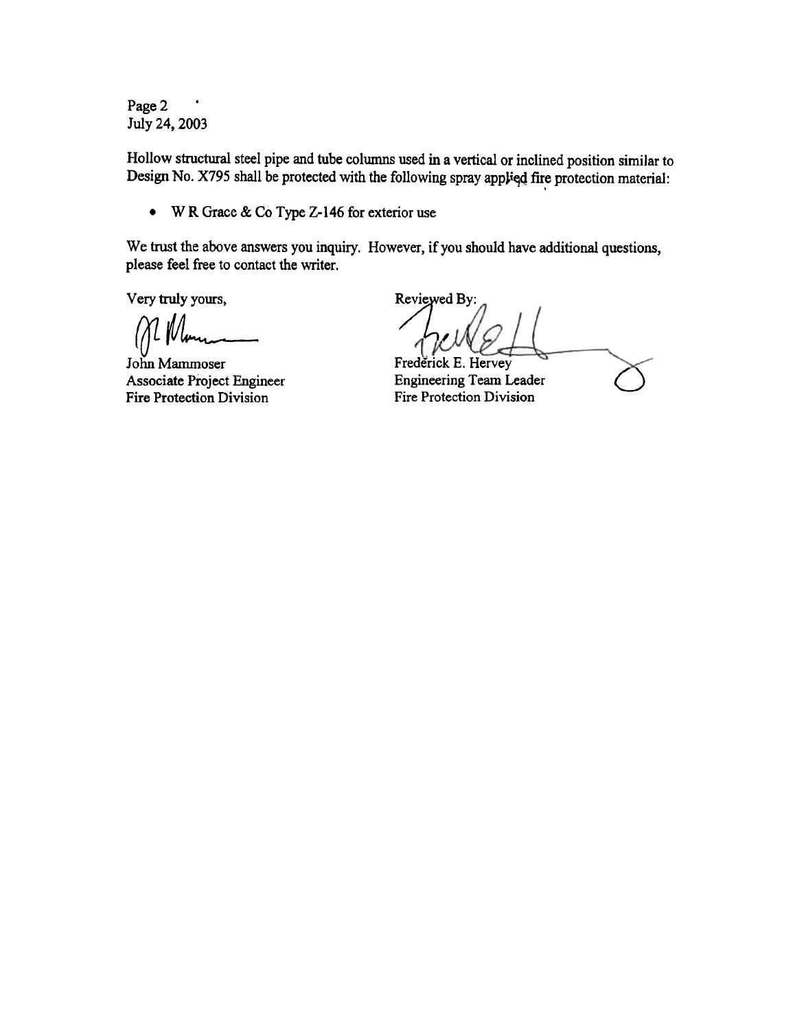Hollow structural steel pipe and tube columns used in a vertical or inclined position similar to Design No. X795 shall be protected with the following spray applied fire protection material:

- W R Grace & Co Type Z-146 for exterior use

We trust the above answers you inquiry. However, if you should have additional questions, please feel free to contact the writer.

Very truly yours,

John Mammoser
Associate Project Engineer
Fire Protection Division

Reviewed By:

Frederick E. Hervey
Engineering Team Leader
Fire Protection Division